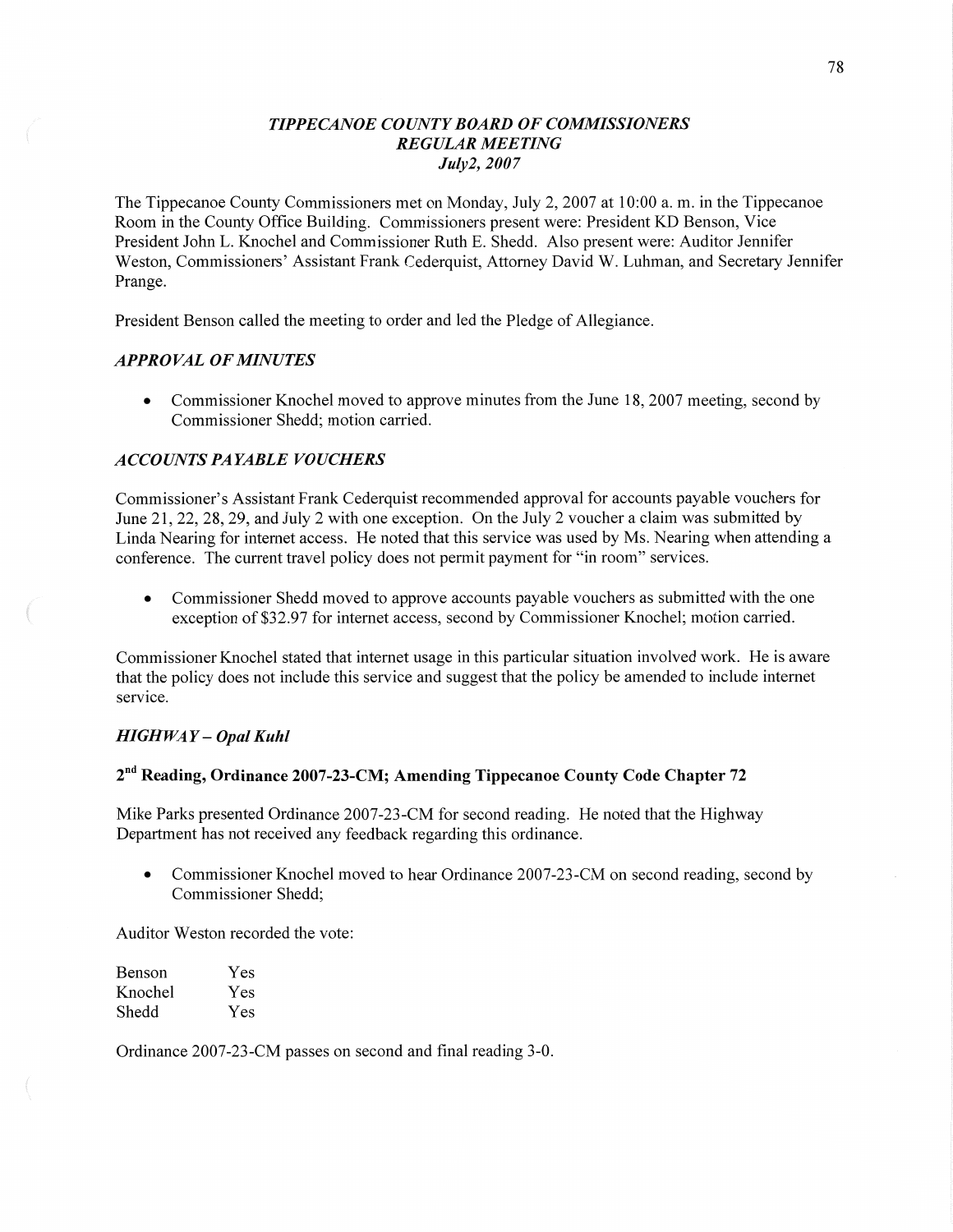## *TIPPECANOE COUNTY BOARD OF COMMISSIONERS*
## *REGULAR MEETING*
### *July2, 2007*

The Tippecanoe County Commissioners met on Monday, July 2, 2007 at 10:00 a. m. in the Tippecanoe Room in the County Office Building. Commissioners present were: President KD Benson, Vice President John L. Knochel and Commissioner Ruth E. Shedd. Also present were: Auditor Jennifer Weston, Commissioners' Assistant Frank Cederquist, Attorney David W. Luhman, and Secretary Jennifer Prange.

President Benson called the meeting to order and led the Pledge of Allegiance.

### *APPROVAL OF MINUTES*

- Commissioner Knochel moved to approve minutes from the June 18, 2007 meeting, second by Commissioner Shedd; motion carried.

### *ACCOUNTS PAYABLE VOUCHERS*

Commissioner's Assistant Frank Cederquist recommended approval for accounts payable vouchers for June 21, 22, 28, 29, and July 2 with one exception. On the July 2 voucher a claim was submitted by Linda Nearing for internet access. He noted that this service was used by Ms. Nearing when attending a conference. The current travel policy does not permit payment for "in room" services.

- Commissioner Shedd moved to approve accounts payable vouchers as submitted with the one exception of $32.97 for internet access, second by Commissioner Knochel; motion carried.

Commissioner Knochel stated that internet usage in this particular situation involved work. He is aware that the policy does not include this service and suggest that the policy be amended to include internet service.

### *HIGHWAY – Opal Kuhl*

### 2nd Reading, Ordinance 2007-23-CM; Amending Tippecanoe County Code Chapter 72

Mike Parks presented Ordinance 2007-23-CM for second reading. He noted that the Highway Department has not received any feedback regarding this ordinance.

- Commissioner Knochel moved to hear Ordinance 2007-23-CM on second reading, second by Commissioner Shedd;

Auditor Weston recorded the vote:

| | |
|---|---|
| Benson | Yes |
| Knochel | Yes |
| Shedd | Yes |

Ordinance 2007-23-CM passes on second and final reading 3-0.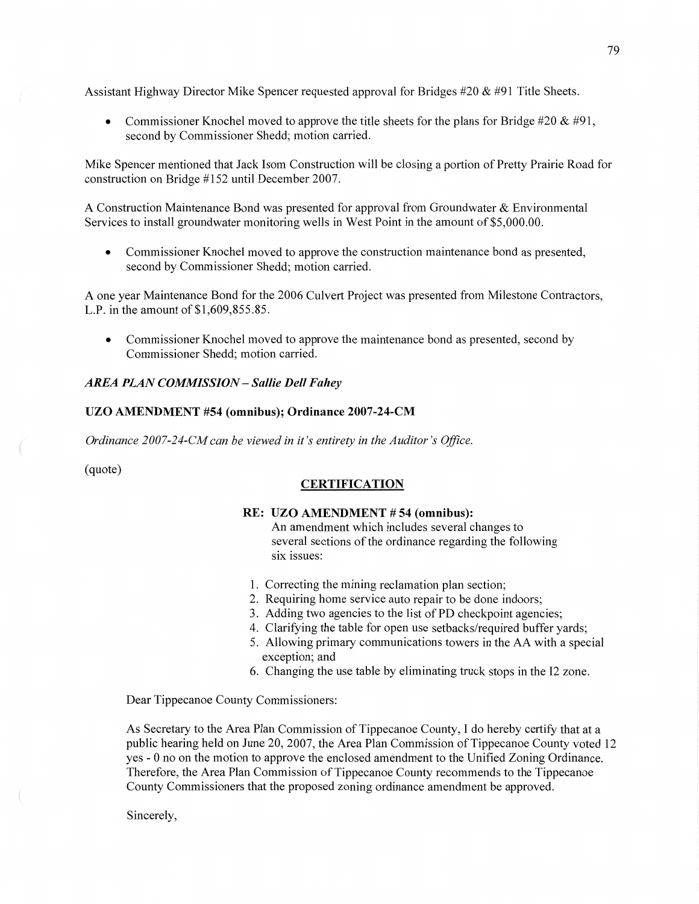Assistant Highway Director Mike Spencer requested approval for Bridges #20 & #91 Title Sheets.

- Commissioner Knochel moved to approve the title sheets for the plans for Bridge #20 & #91, second by Commissioner Shedd; motion carried.

Mike Spencer mentioned that Jack Isom Construction will be closing a portion of Pretty Prairie Road for construction on Bridge #152 until December 2007.

A Construction Maintenance Bond was presented for approval from Groundwater & Environmental Services to install groundwater monitoring wells in West Point in the amount of $5,000.00.

- Commissioner Knochel moved to approve the construction maintenance bond as presented, second by Commissioner Shedd; motion carried.

A one year Maintenance Bond for the 2006 Culvert Project was presented from Milestone Contractors, L.P. in the amount of $1,609,855.85.

- Commissioner Knochel moved to approve the maintenance bond as presented, second by Commissioner Shedd; motion carried.

***AREA PLAN COMMISSION – Sallie Dell Fahey***

**UZO AMENDMENT #54 (omnibus); Ordinance 2007-24-CM**

*Ordinance 2007-24-CM can be viewed in it's entirety in the Auditor's Office.*

(quote)

**CERTIFICATION**

**RE: UZO AMENDMENT # 54 (omnibus):**
An amendment which includes several changes to several sections of the ordinance regarding the following six issues:

1. Correcting the mining reclamation plan section;
2. Requiring home service auto repair to be done indoors;
3. Adding two agencies to the list of PD checkpoint agencies;
4. Clarifying the table for open use setbacks/required buffer yards;
5. Allowing primary communications towers in the AA with a special exception; and
6. Changing the use table by eliminating truck stops in the I2 zone.

Dear Tippecanoe County Commissioners:

As Secretary to the Area Plan Commission of Tippecanoe County, I do hereby certify that at a public hearing held on June 20, 2007, the Area Plan Commission of Tippecanoe County voted 12 yes - 0 no on the motion to approve the enclosed amendment to the Unified Zoning Ordinance. Therefore, the Area Plan Commission of Tippecanoe County recommends to the Tippecanoe County Commissioners that the proposed zoning ordinance amendment be approved.

Sincerely,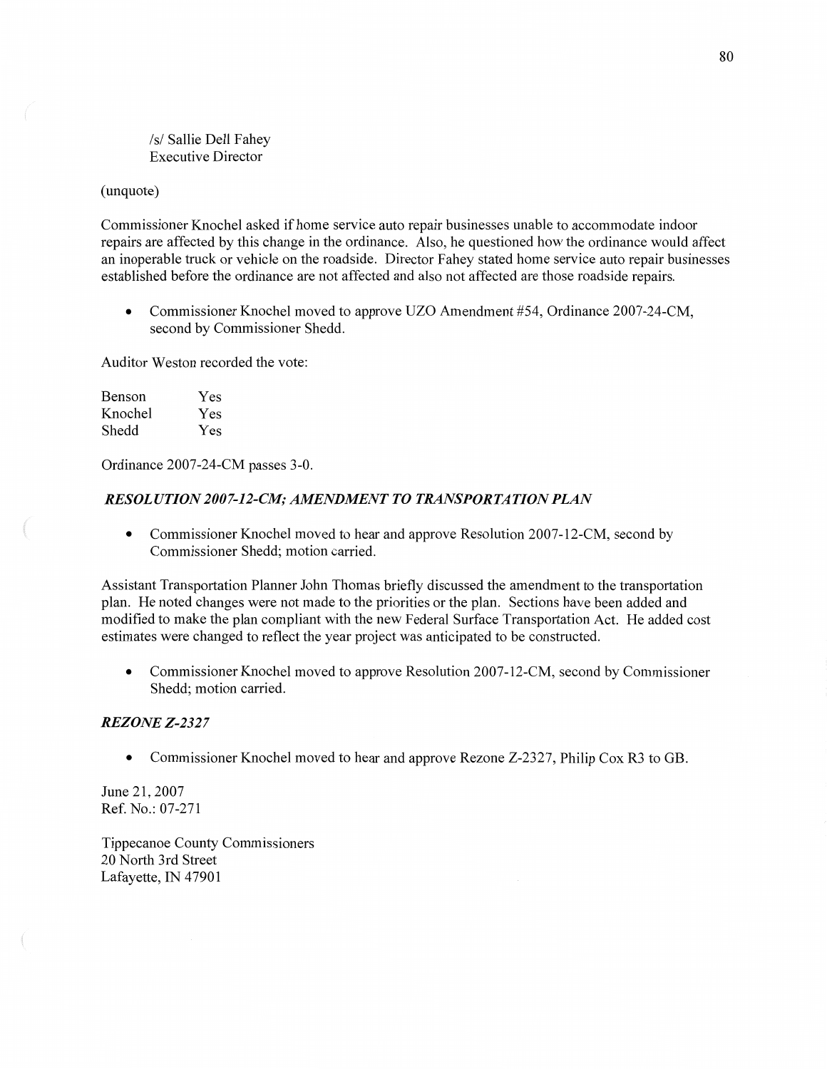/s/ Sallie Dell Fahey
Executive Director

(unquote)

Commissioner Knochel asked if home service auto repair businesses unable to accommodate indoor repairs are affected by this change in the ordinance. Also, he questioned how the ordinance would affect an inoperable truck or vehicle on the roadside. Director Fahey stated home service auto repair businesses established before the ordinance are not affected and also not affected are those roadside repairs.

- Commissioner Knochel moved to approve UZO Amendment #54, Ordinance 2007-24-CM, second by Commissioner Shedd.

Auditor Weston recorded the vote:

| | |
|---|---|
| Benson | Yes |
| Knochel | Yes |
| Shedd | Yes |

Ordinance 2007-24-CM passes 3-0.

***RESOLUTION 2007-12-CM; AMENDMENT TO TRANSPORTATION PLAN***

- Commissioner Knochel moved to hear and approve Resolution 2007-12-CM, second by Commissioner Shedd; motion carried.

Assistant Transportation Planner John Thomas briefly discussed the amendment to the transportation plan. He noted changes were not made to the priorities or the plan. Sections have been added and modified to make the plan compliant with the new Federal Surface Transportation Act. He added cost estimates were changed to reflect the year project was anticipated to be constructed.

- Commissioner Knochel moved to approve Resolution 2007-12-CM, second by Commissioner Shedd; motion carried.

***REZONE Z-2327***

- Commissioner Knochel moved to hear and approve Rezone Z-2327, Philip Cox R3 to GB.

June 21, 2007
Ref. No.: 07-271

Tippecanoe County Commissioners
20 North 3rd Street
Lafayette, IN 47901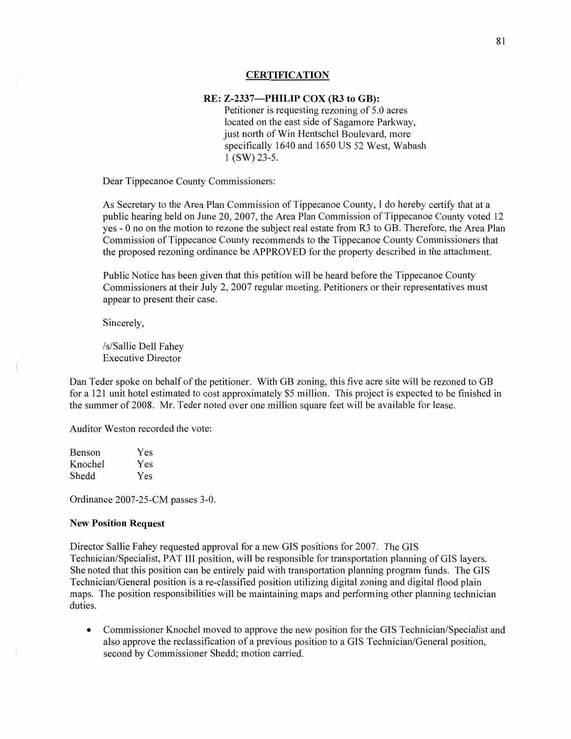**CERTIFICATION**

**RE: Z-2337—PHILIP COX (R3 to GB):**
Petitioner is requesting rezoning of 5.0 acres located on the east side of Sagamore Parkway, just north of Win Hentschel Boulevard, more specifically 1640 and 1650 US 52 West, Wabash 1 (SW) 23-5.

Dear Tippecanoe County Commissioners:

As Secretary to the Area Plan Commission of Tippecanoe County, I do hereby certify that at a public hearing held on June 20, 2007, the Area Plan Commission of Tippecanoe County voted 12 yes - 0 no on the motion to rezone the subject real estate from R3 to GB. Therefore, the Area Plan Commission of Tippecanoe County recommends to the Tippecanoe County Commissioners that the proposed rezoning ordinance be APPROVED for the property described in the attachment.

Public Notice has been given that this petition will be heard before the Tippecanoe County Commissioners at their July 2, 2007 regular meeting. Petitioners or their representatives must appear to present their case.

Sincerely,

/s/Sallie Dell Fahey
Executive Director

Dan Teder spoke on behalf of the petitioner. With GB zoning, this five acre site will be rezoned to GB for a 121 unit hotel estimated to cost approximately $5 million. This project is expected to be finished in the summer of 2008. Mr. Teder noted over one million square feet will be available for lease.

Auditor Weston recorded the vote:

| | |
|---|---|
| Benson | Yes |
| Knochel | Yes |
| Shedd | Yes |

Ordinance 2007-25-CM passes 3-0.

**New Position Request**

Director Sallie Fahey requested approval for a new GIS positions for 2007. The GIS Technician/Specialist, PAT III position, will be responsible for transportation planning of GIS layers. She noted that this position can be entirely paid with transportation planning program funds. The GIS Technician/General position is a re-classified position utilizing digital zoning and digital flood plain maps. The position responsibilities will be maintaining maps and performing other planning technician duties.

- Commissioner Knochel moved to approve the new position for the GIS Technician/Specialist and also approve the reclassification of a previous position to a GIS Technician/General position, second by Commissioner Shedd; motion carried.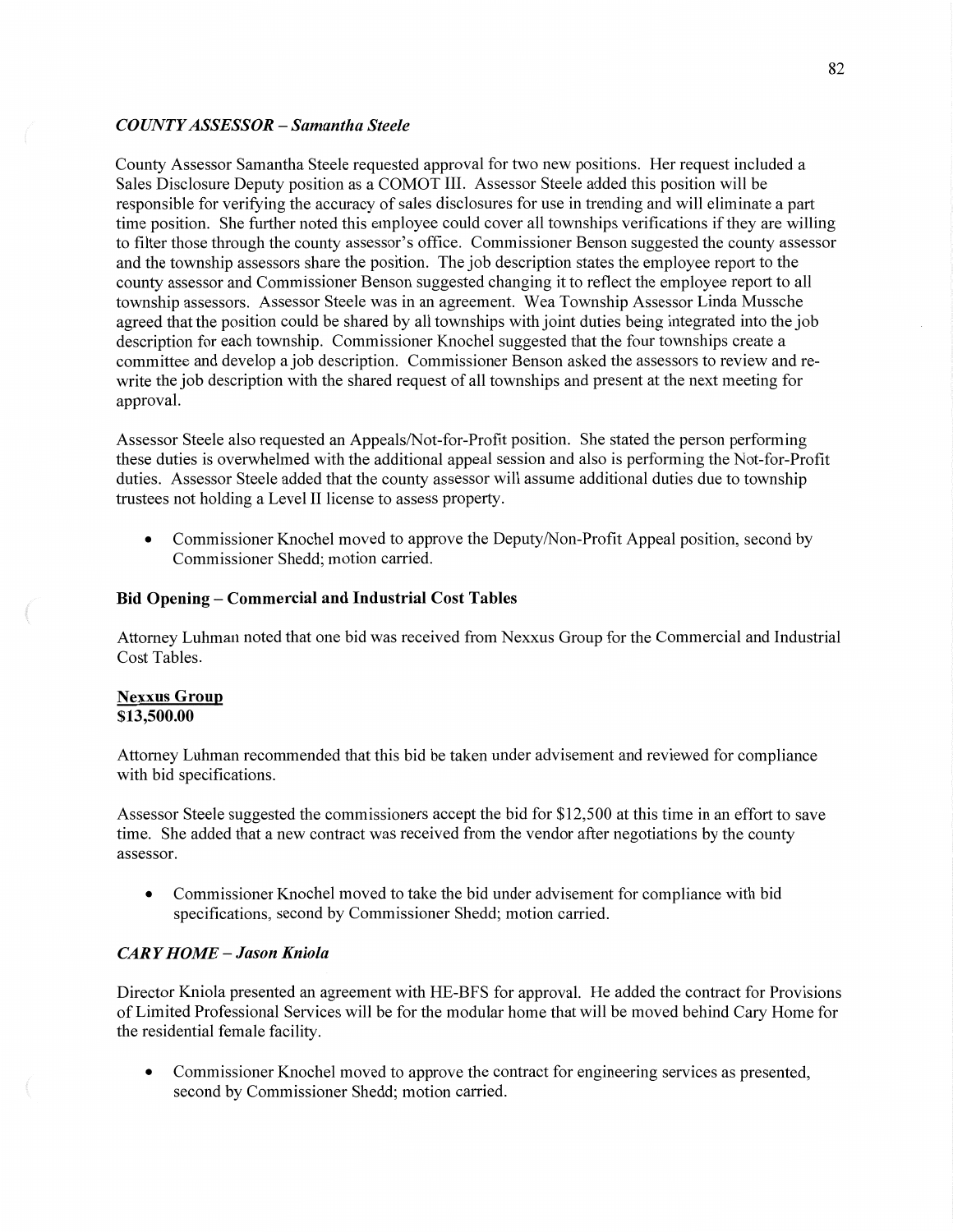### *COUNTY ASSESSOR – Samantha Steele*

County Assessor Samantha Steele requested approval for two new positions. Her request included a Sales Disclosure Deputy position as a COMOT III. Assessor Steele added this position will be responsible for verifying the accuracy of sales disclosures for use in trending and will eliminate a part time position. She further noted this employee could cover all townships verifications if they are willing to filter those through the county assessor's office. Commissioner Benson suggested the county assessor and the township assessors share the position. The job description states the employee report to the county assessor and Commissioner Benson suggested changing it to reflect the employee report to all township assessors. Assessor Steele was in an agreement. Wea Township Assessor Linda Mussche agreed that the position could be shared by all townships with joint duties being integrated into the job description for each township. Commissioner Knochel suggested that the four townships create a committee and develop a job description. Commissioner Benson asked the assessors to review and re-write the job description with the shared request of all townships and present at the next meeting for approval.

Assessor Steele also requested an Appeals/Not-for-Profit position. She stated the person performing these duties is overwhelmed with the additional appeal session and also is performing the Not-for-Profit duties. Assessor Steele added that the county assessor will assume additional duties due to township trustees not holding a Level II license to assess property.

- Commissioner Knochel moved to approve the Deputy/Non-Profit Appeal position, second by Commissioner Shedd; motion carried.

### Bid Opening – Commercial and Industrial Cost Tables

Attorney Luhman noted that one bid was received from Nexxus Group for the Commercial and Industrial Cost Tables.

**Nexxus Group**
**$13,500.00**

Attorney Luhman recommended that this bid be taken under advisement and reviewed for compliance with bid specifications.

Assessor Steele suggested the commissioners accept the bid for $12,500 at this time in an effort to save time. She added that a new contract was received from the vendor after negotiations by the county assessor.

- Commissioner Knochel moved to take the bid under advisement for compliance with bid specifications, second by Commissioner Shedd; motion carried.

### *CARY HOME – Jason Kniola*

Director Kniola presented an agreement with HE-BFS for approval. He added the contract for Provisions of Limited Professional Services will be for the modular home that will be moved behind Cary Home for the residential female facility.

- Commissioner Knochel moved to approve the contract for engineering services as presented, second by Commissioner Shedd; motion carried.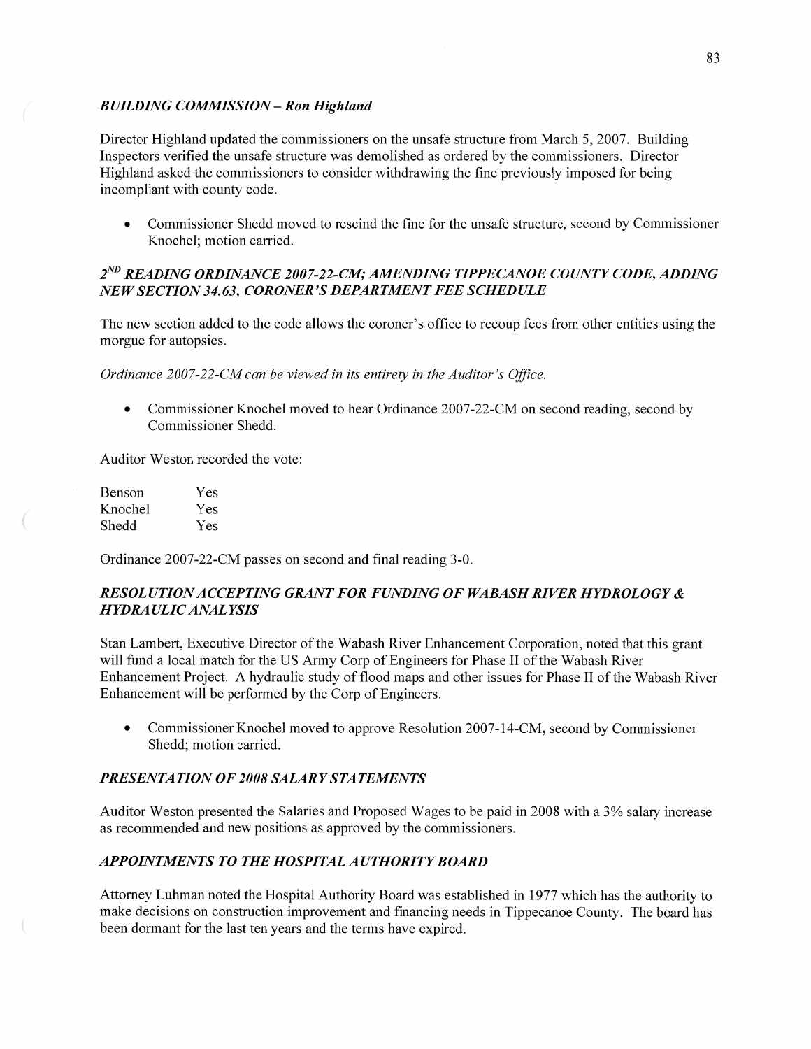### *BUILDING COMMISSION – Ron Highland*

Director Highland updated the commissioners on the unsafe structure from March 5, 2007. Building Inspectors verified the unsafe structure was demolished as ordered by the commissioners. Director Highland asked the commissioners to consider withdrawing the fine previously imposed for being incompliant with county code.

- Commissioner Shedd moved to rescind the fine for the unsafe structure, second by Commissioner Knochel; motion carried.

### *2ND READING ORDINANCE 2007-22-CM; AMENDING TIPPECANOE COUNTY CODE, ADDING NEW SECTION 34.63, CORONER'S DEPARTMENT FEE SCHEDULE*

The new section added to the code allows the coroner's office to recoup fees from other entities using the morgue for autopsies.

*Ordinance 2007-22-CM can be viewed in its entirety in the Auditor's Office.*

- Commissioner Knochel moved to hear Ordinance 2007-22-CM on second reading, second by Commissioner Shedd.

Auditor Weston recorded the vote:

| | |
|---|---|
| Benson | Yes |
| Knochel | Yes |
| Shedd | Yes |

Ordinance 2007-22-CM passes on second and final reading 3-0.

### *RESOLUTION ACCEPTING GRANT FOR FUNDING OF WABASH RIVER HYDROLOGY & HYDRAULIC ANALYSIS*

Stan Lambert, Executive Director of the Wabash River Enhancement Corporation, noted that this grant will fund a local match for the US Army Corp of Engineers for Phase II of the Wabash River Enhancement Project. A hydraulic study of flood maps and other issues for Phase II of the Wabash River Enhancement will be performed by the Corp of Engineers.

- Commissioner Knochel moved to approve Resolution 2007-14-CM, second by Commissioner Shedd; motion carried.

### *PRESENTATION OF 2008 SALARY STATEMENTS*

Auditor Weston presented the Salaries and Proposed Wages to be paid in 2008 with a 3% salary increase as recommended and new positions as approved by the commissioners.

### *APPOINTMENTS TO THE HOSPITAL AUTHORITY BOARD*

Attorney Luhman noted the Hospital Authority Board was established in 1977 which has the authority to make decisions on construction improvement and financing needs in Tippecanoe County. The board has been dormant for the last ten years and the terms have expired.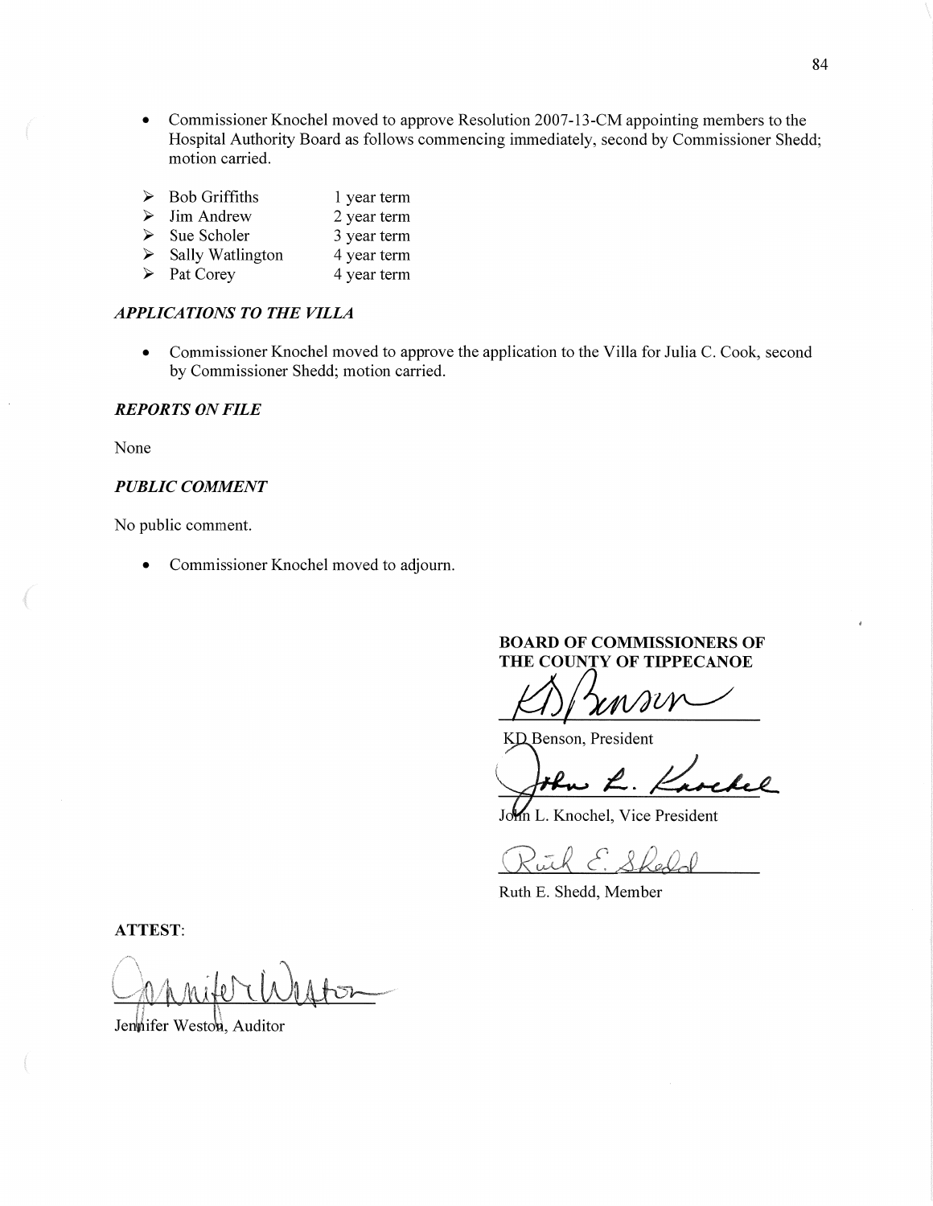- Commissioner Knochel moved to approve Resolution 2007-13-CM appointing members to the Hospital Authority Board as follows commencing immediately, second by Commissioner Shedd; motion carried.

  - Bob Griffiths 1 year term
  - Jim Andrew 2 year term
  - Sue Scholer 3 year term
  - Sally Watlington 4 year term
  - Pat Corey 4 year term

### *APPLICATIONS TO THE VILLA*

- Commissioner Knochel moved to approve the application to the Villa for Julia C. Cook, second by Commissioner Shedd; motion carried.

### *REPORTS ON FILE*

None

### *PUBLIC COMMENT*

No public comment.

- Commissioner Knochel moved to adjourn.

**BOARD OF COMMISSIONERS OF THE COUNTY OF TIPPECANOE**

KD Benson, President

John L. Knochel, Vice President

Ruth E. Shedd, Member

**ATTEST**:

Jennifer Weston, Auditor